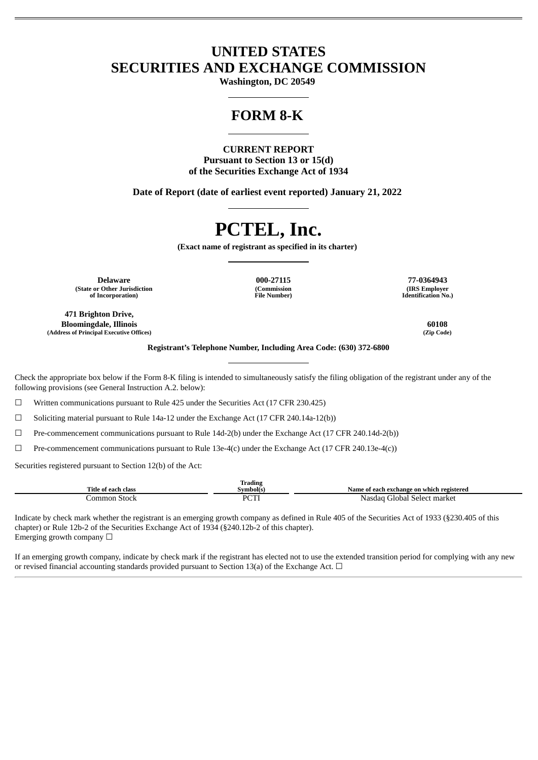# UNITED STATES
# SECURITIES AND EXCHANGE COMMISSION

**Washington, DC 20549**

## FORM 8-K

**CURRENT REPORT**
**Pursuant to Section 13 or 15(d)**
**of the Securities Exchange Act of 1934**

**Date of Report (date of earliest event reported) January 21, 2022**

# PCTEL, Inc.

**(Exact name of registrant as specified in its charter)**

| Delaware | 000-27115 | 77-0364943 |
|---|---|---|
| (State or Other Jurisdiction of Incorporation) | (Commission File Number) | (IRS Employer Identification No.) |

| 471 Brighton Drive, Bloomingdale, Illinois | 60108 |
|---|---|
| (Address of Principal Executive Offices) | (Zip Code) |

**Registrant's Telephone Number, Including Area Code: (630) 372-6800**

Check the appropriate box below if the Form 8-K filing is intended to simultaneously satisfy the filing obligation of the registrant under any of the following provisions (see General Instruction A.2. below):

☐ Written communications pursuant to Rule 425 under the Securities Act (17 CFR 230.425)

☐ Soliciting material pursuant to Rule 14a-12 under the Exchange Act (17 CFR 240.14a-12(b))

☐ Pre-commencement communications pursuant to Rule 14d-2(b) under the Exchange Act (17 CFR 240.14d-2(b))

☐ Pre-commencement communications pursuant to Rule 13e-4(c) under the Exchange Act (17 CFR 240.13e-4(c))

Securities registered pursuant to Section 12(b) of the Act:

| Title of each class | Trading Symbol(s) | Name of each exchange on which registered |
|---|---|---|
| Common Stock | PCTI | Nasdaq Global Select market |

Indicate by check mark whether the registrant is an emerging growth company as defined in Rule 405 of the Securities Act of 1933 (§230.405 of this chapter) or Rule 12b-2 of the Securities Exchange Act of 1934 (§240.12b-2 of this chapter).
Emerging growth company ☐

If an emerging growth company, indicate by check mark if the registrant has elected not to use the extended transition period for complying with any new or revised financial accounting standards provided pursuant to Section 13(a) of the Exchange Act. ☐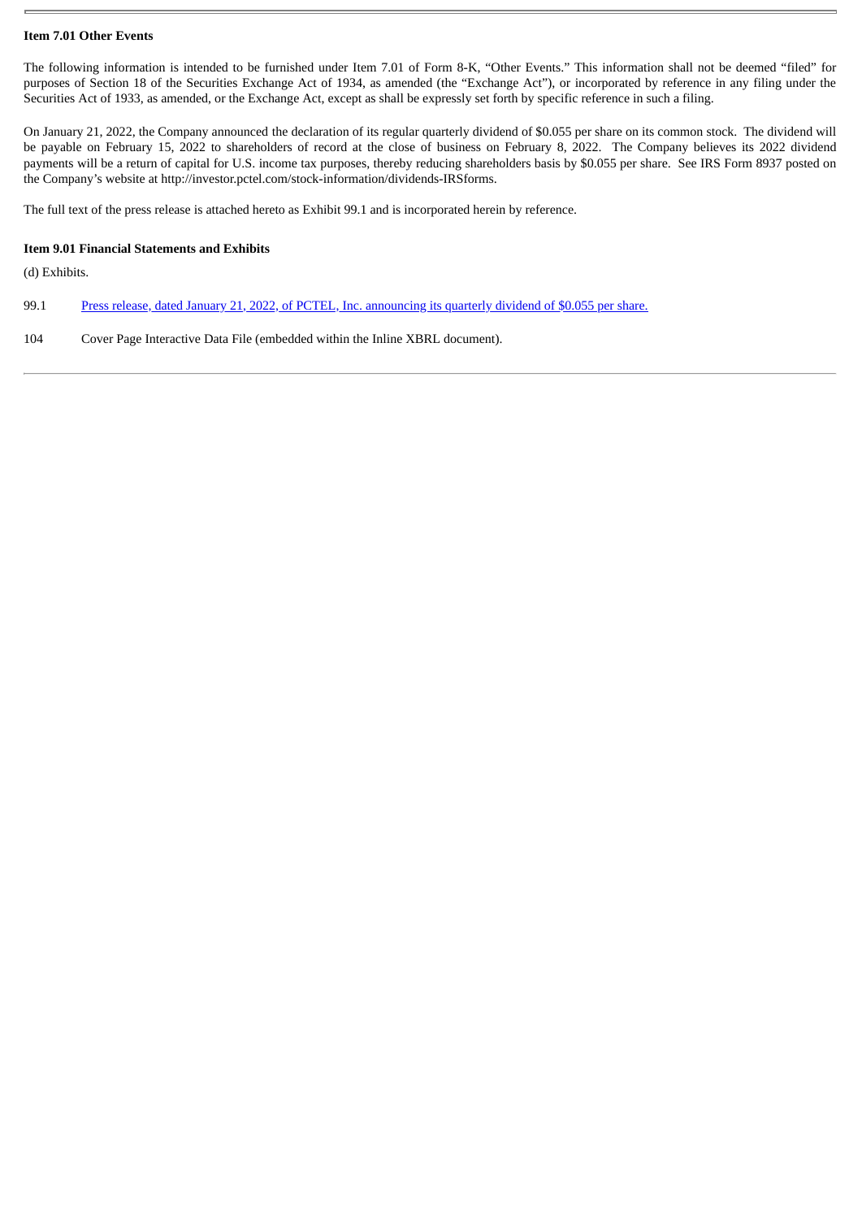**Item 7.01 Other Events**

The following information is intended to be furnished under Item 7.01 of Form 8-K, "Other Events." This information shall not be deemed "filed" for purposes of Section 18 of the Securities Exchange Act of 1934, as amended (the "Exchange Act"), or incorporated by reference in any filing under the Securities Act of 1933, as amended, or the Exchange Act, except as shall be expressly set forth by specific reference in such a filing.

On January 21, 2022, the Company announced the declaration of its regular quarterly dividend of $0.055 per share on its common stock. The dividend will be payable on February 15, 2022 to shareholders of record at the close of business on February 8, 2022. The Company believes its 2022 dividend payments will be a return of capital for U.S. income tax purposes, thereby reducing shareholders basis by $0.055 per share. See IRS Form 8937 posted on the Company's website at http://investor.pctel.com/stock-information/dividends-IRSforms.

The full text of the press release is attached hereto as Exhibit 99.1 and is incorporated herein by reference.

**Item 9.01 Financial Statements and Exhibits**

(d) Exhibits.

| | |
|---|---|
| 99.1 | Press release, dated January 21, 2022, of PCTEL, Inc. announcing its quarterly dividend of $0.055 per share. |
| 104 | Cover Page Interactive Data File (embedded within the Inline XBRL document). |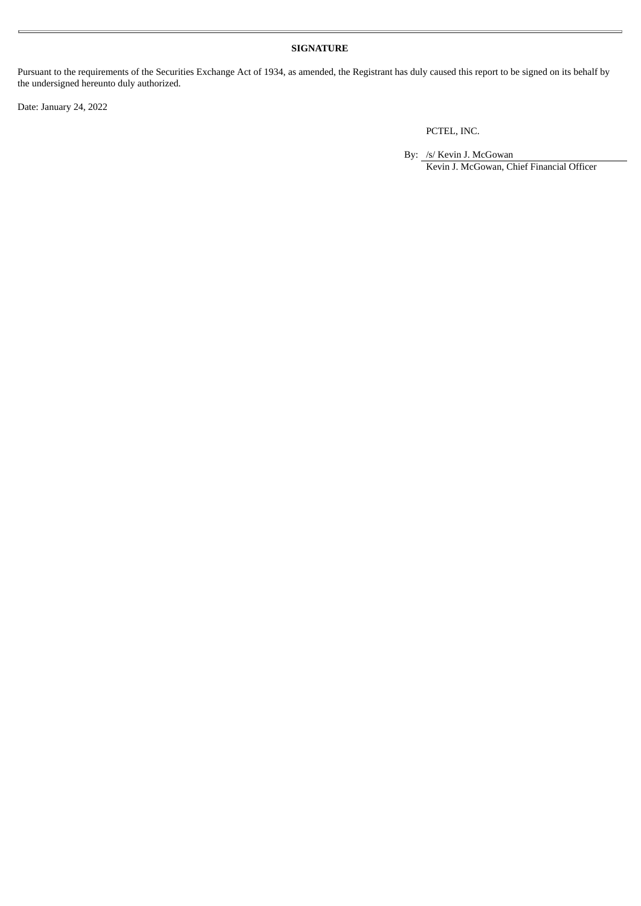**SIGNATURE**

Pursuant to the requirements of the Securities Exchange Act of 1934, as amended, the Registrant has duly caused this report to be signed on its behalf by the undersigned hereunto duly authorized.

Date: January 24, 2022

PCTEL, INC.

By: /s/ Kevin J. McGowan

Kevin J. McGowan, Chief Financial Officer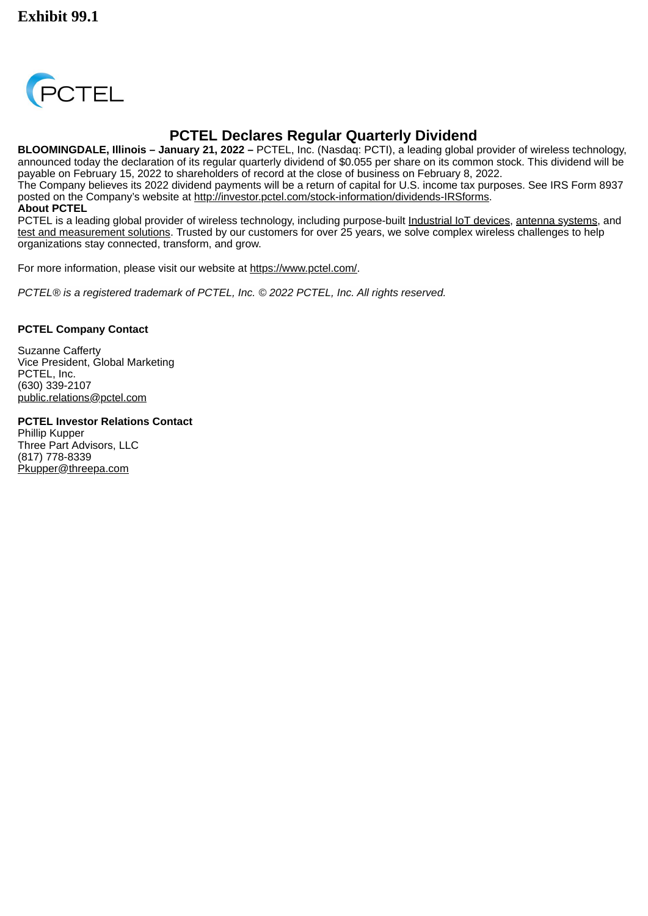**Exhibit 99.1**

PCTEL

# PCTEL Declares Regular Quarterly Dividend

**BLOOMINGDALE, Illinois – January 21, 2022 –** PCTEL, Inc. (Nasdaq: PCTI), a leading global provider of wireless technology, announced today the declaration of its regular quarterly dividend of $0.055 per share on its common stock. This dividend will be payable on February 15, 2022 to shareholders of record at the close of business on February 8, 2022.

The Company believes its 2022 dividend payments will be a return of capital for U.S. income tax purposes. See IRS Form 8937 posted on the Company's website at http://investor.pctel.com/stock-information/dividends-IRSforms.

**About PCTEL**

PCTEL is a leading global provider of wireless technology, including purpose-built Industrial IoT devices, antenna systems, and test and measurement solutions. Trusted by our customers for over 25 years, we solve complex wireless challenges to help organizations stay connected, transform, and grow.

For more information, please visit our website at https://www.pctel.com/.

*PCTEL® is a registered trademark of PCTEL, Inc. © 2022 PCTEL, Inc. All rights reserved.*

**PCTEL Company Contact**

Suzanne Cafferty
Vice President, Global Marketing
PCTEL, Inc.
(630) 339-2107
public.relations@pctel.com

**PCTEL Investor Relations Contact**
Phillip Kupper
Three Part Advisors, LLC
(817) 778-8339
Pkupper@threepa.com